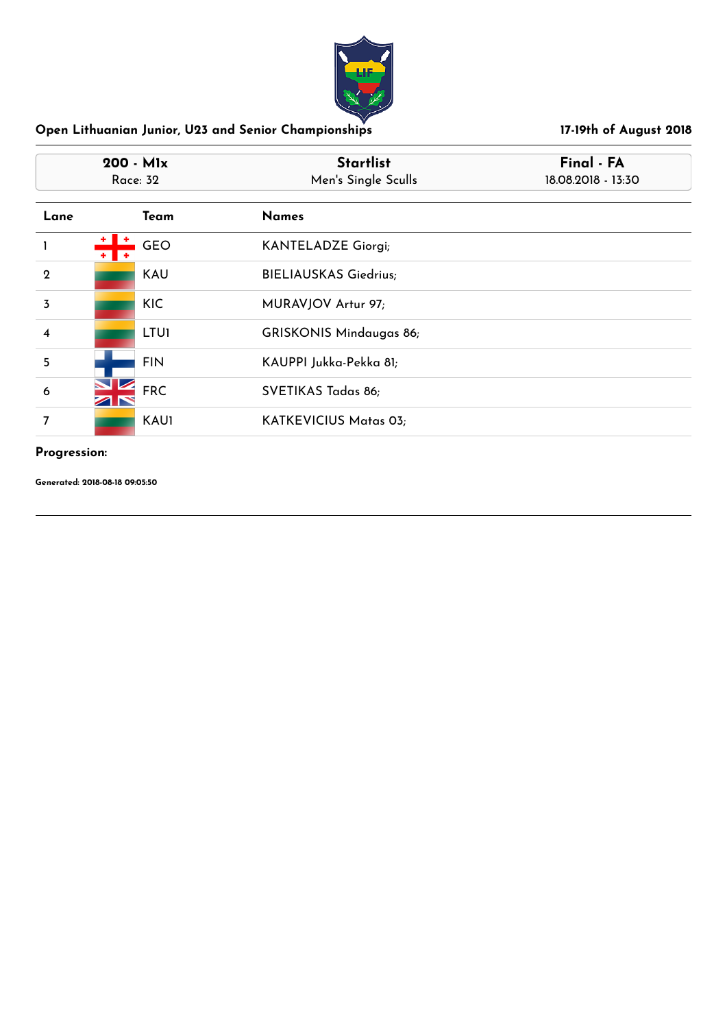# Open Lithuanian Junior, U23 and Senior Championships

17-19th of August 2018

| 200 - M1x | Startlist | Final - FA |
|---|---|---|
| Race: 32 | Men's Single Sculls | 18.08.2018 - 13:30 |

| Lane | Team | Names |
|---|---|---|
| 1 | GEO | KANTELADZE Giorgi; |
| 2 | KAU | BIELIAUSKAS Giedrius; |
| 3 | KIC | MURAVJOV Artur 97; |
| 4 | LTU1 | GRISKONIS Mindaugas 86; |
| 5 | FIN | KAUPPI Jukka-Pekka 81; |
| 6 | FRC | SVETIKAS Tadas 86; |
| 7 | KAU1 | KATKEVICIUS Matas 03; |

**Progression:**

**Generated: 2018-08-18 09:05:50**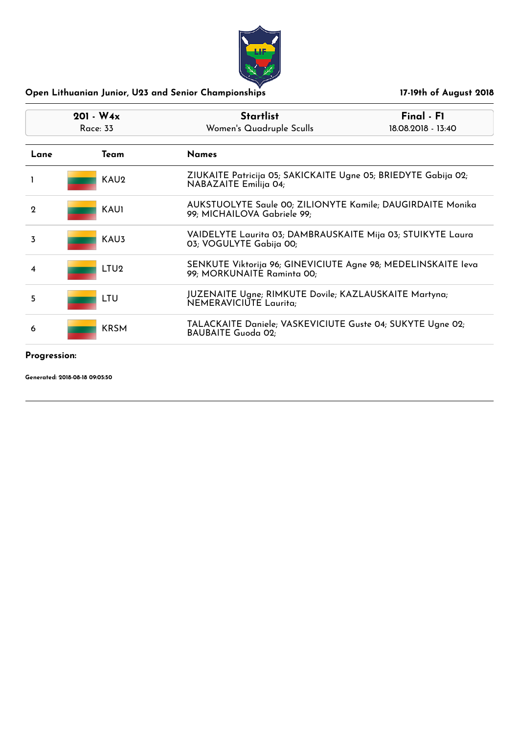## Open Lithuanian Junior, U23 and Senior Championships

**17-19th of August 2018**

| 201 - W4x | Startlist | Final - F1 |
|---|---|---|
| Race: 33 | Women's Quadruple Sculls | 18.08.2018 - 13:40 |

| Lane | Team | Names |
|---|---|---|
| 1 | KAU2 | ZIUKAITE Patricija 05; SAKICKAITE Ugne 05; BRIEDYTE Gabija 02; NABAZAITE Emilija 04; |
| 2 | KAU1 | AUKSTUOLYTE Saule 00; ZILIONYTE Kamile; DAUGIRDAITE Monika 99; MICHAILOVA Gabriele 99; |
| 3 | KAU3 | VAIDELYTE Laurita 03; DAMBRAUSKAITE Mija 03; STUIKYTE Laura 03; VOGULYTE Gabija 00; |
| 4 | LTU2 | SENKUTE Viktorija 96; GINEVICIUTE Agne 98; MEDELINSKAITE Ieva 99; MORKUNAITE Raminta 00; |
| 5 | LTU | JUZENAITE Ugne; RIMKUTE Dovile; KAZLAUSKAITE Martyna; NEMERAVICIUTE Laurita; |
| 6 | KRSM | TALACKAITE Daniele; VASKEVICIUTE Guste 04; SUKYTE Ugne 02; BAUBAITE Guoda 02; |

**Progression:**

**Generated: 2018-08-18 09:05:50**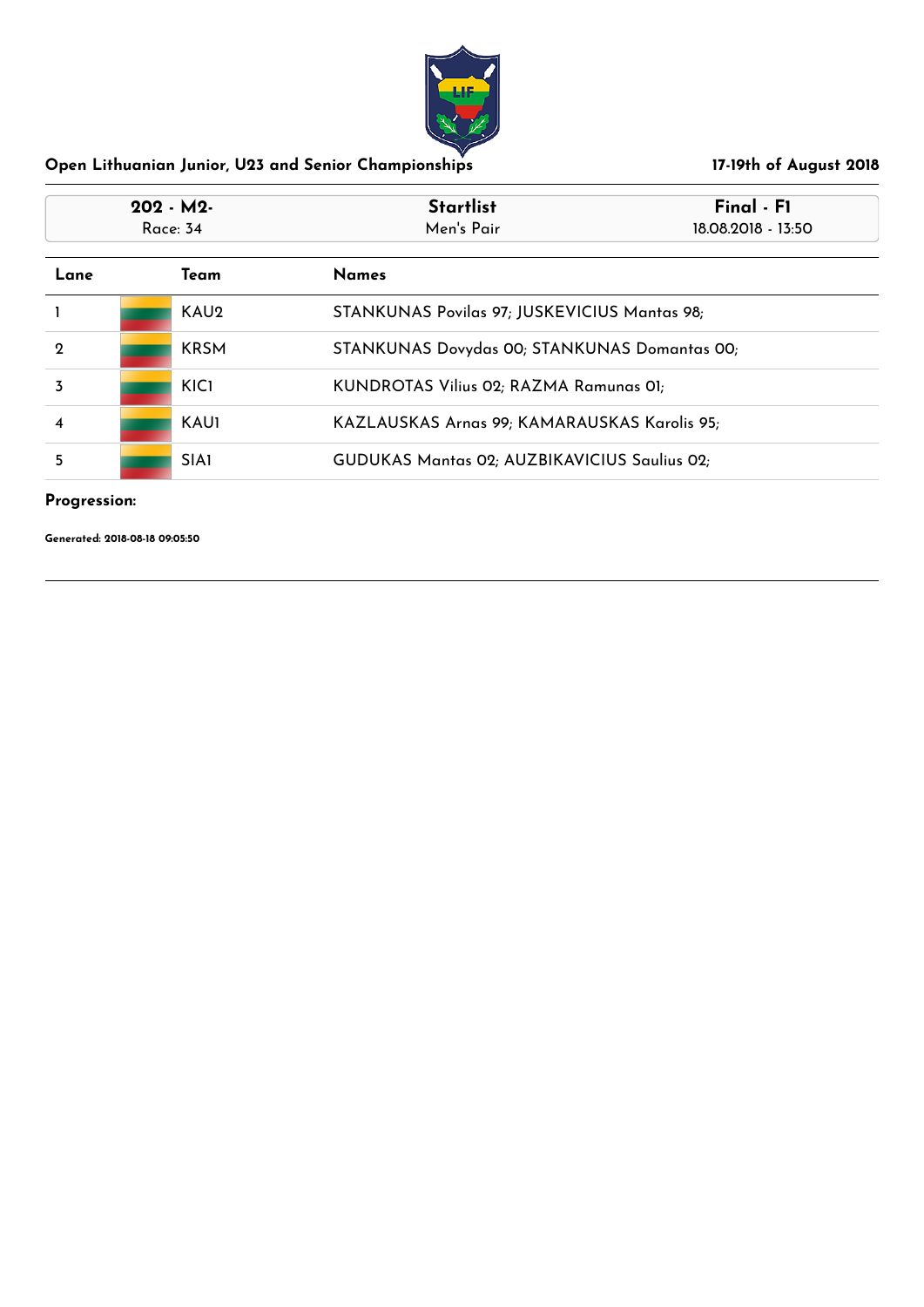## Open Lithuanian Junior, U23 and Senior Championships

**17-19th of August 2018**

| **202 - M2-** | **Startlist** | **Final - F1** |
|---|---|---|
| Race: 34 | Men's Pair | 18.08.2018 - 13:50 |

| Lane | Team | Names |
|---|---|---|
| 1 | KAU2 | STANKUNAS Povilas 97; JUSKEVICIUS Mantas 98; |
| 2 | KRSM | STANKUNAS Dovydas 00; STANKUNAS Domantas 00; |
| 3 | KIC1 | KUNDROTAS Vilius 02; RAZMA Ramunas 01; |
| 4 | KAU1 | KAZLAUSKAS Arnas 99; KAMARAUSKAS Karolis 95; |
| 5 | SIA1 | GUDUKAS Mantas 02; AUZBIKAVICIUS Saulius 02; |

**Progression:**

**Generated: 2018-08-18 09:05:50**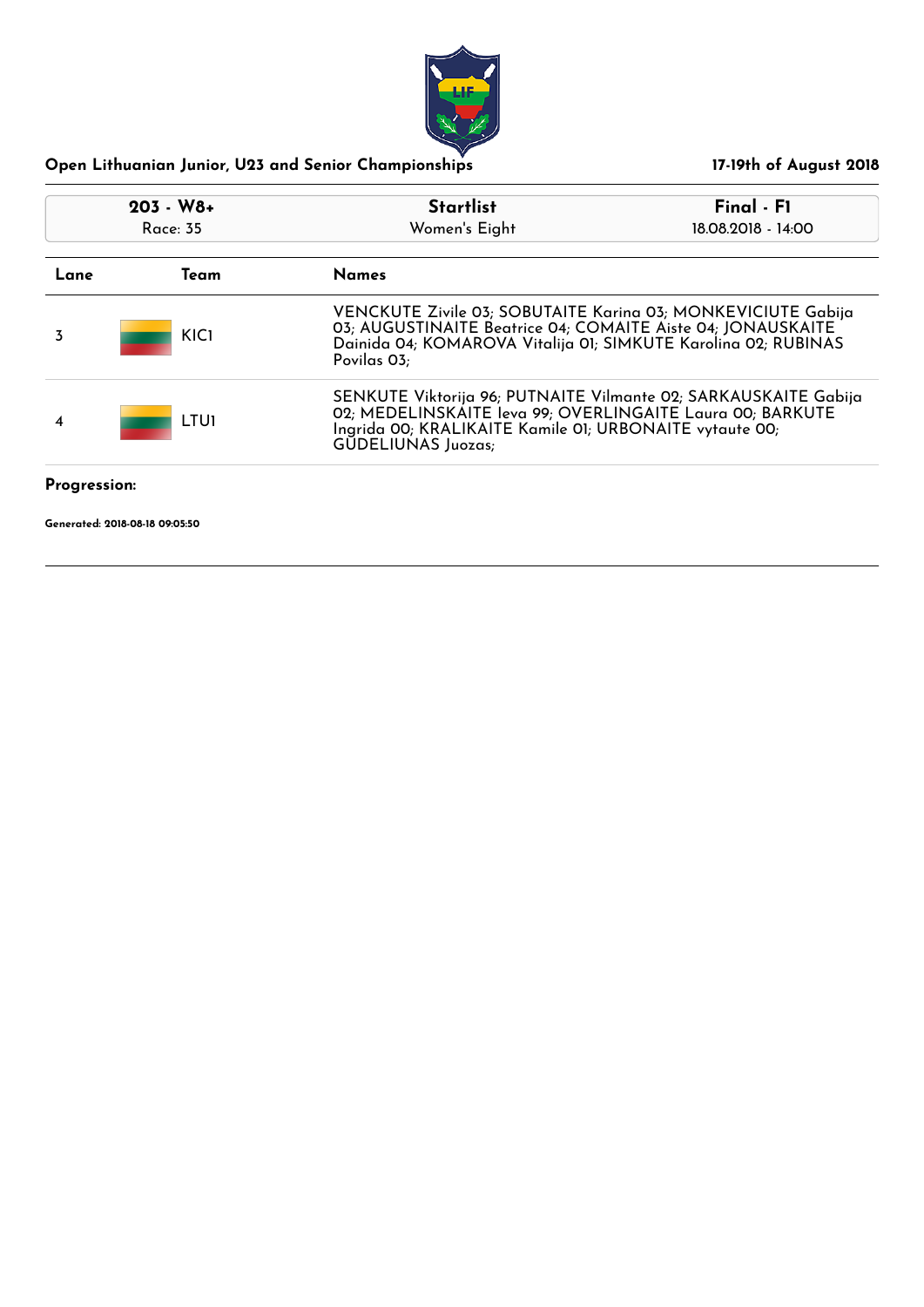## Open Lithuanian Junior, U23 and Senior Championships

**17-19th of August 2018**

| 203 - W8+ | Startlist | Final - F1 |
|---|---|---|
| Race: 35 | Women's Eight | 18.08.2018 - 14:00 |

| Lane | Team | Names |
|---|---|---|
| 3 | KIC1 | VENCKUTE Zivile 03; SOBUTAITE Karina 03; MONKEVICIUTE Gabija 03; AUGUSTINAITE Beatrice 04; COMAITE Aiste 04; JONAUSKAITE Dainida 04; KOMAROVA Vitalija 01; SIMKUTE Karolina 02; RUBINAS Povilas 03; |
| 4 | LTU1 | SENKUTE Viktorija 96; PUTNAITE Vilmante 02; SARKAUSKAITE Gabija 02; MEDELINSKAITE Ieva 99; OVERLINGAITE Laura 00; BARKUTE Ingrida 00; KRALIKAITE Kamile 01; URBONAITE vytaute 00; GUDELIUNAS Juozas; |

**Progression:**

**Generated: 2018-08-18 09:05:50**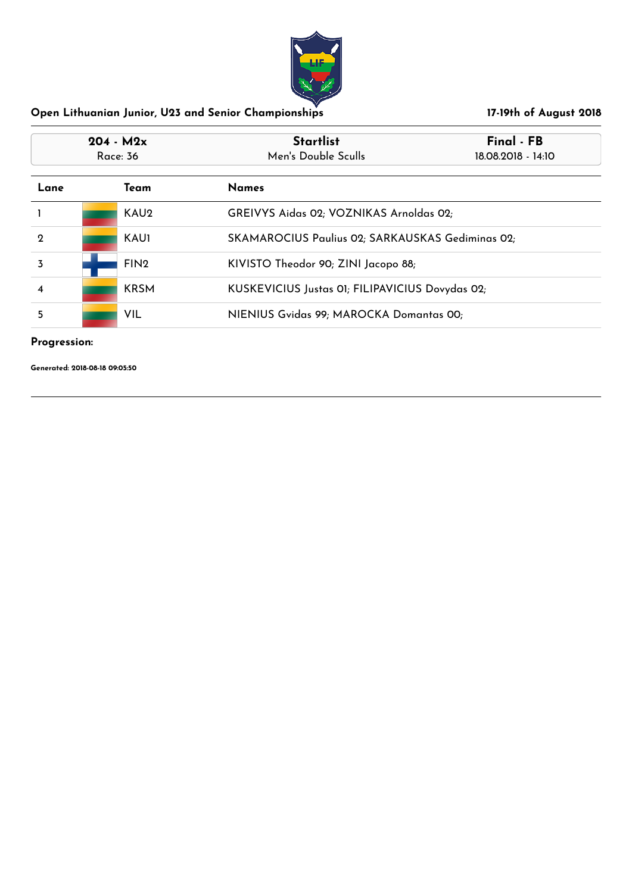## Open Lithuanian Junior, U23 and Senior Championships

17-19th of August 2018

| 204 - M2x | Startlist | Final - FB |
|---|---|---|
| Race: 36 | Men's Double Sculls | 18.08.2018 - 14:10 |

| Lane | Team | Names |
|---|---|---|
| 1 | KAU2 | GREIVYS Aidas 02; VOZNIKAS Arnoldas 02; |
| 2 | KAU1 | SKAMAROCIUS Paulius 02; SARKAUSKAS Gediminas 02; |
| 3 | FIN2 | KIVISTO Theodor 90; ZINI Jacopo 88; |
| 4 | KRSM | KUSKEVICIUS Justas 01; FILIPAVICIUS Dovydas 02; |
| 5 | VIL | NIENIUS Gvidas 99; MAROCKA Domantas 00; |

**Progression:**

**Generated: 2018-08-18 09:05:50**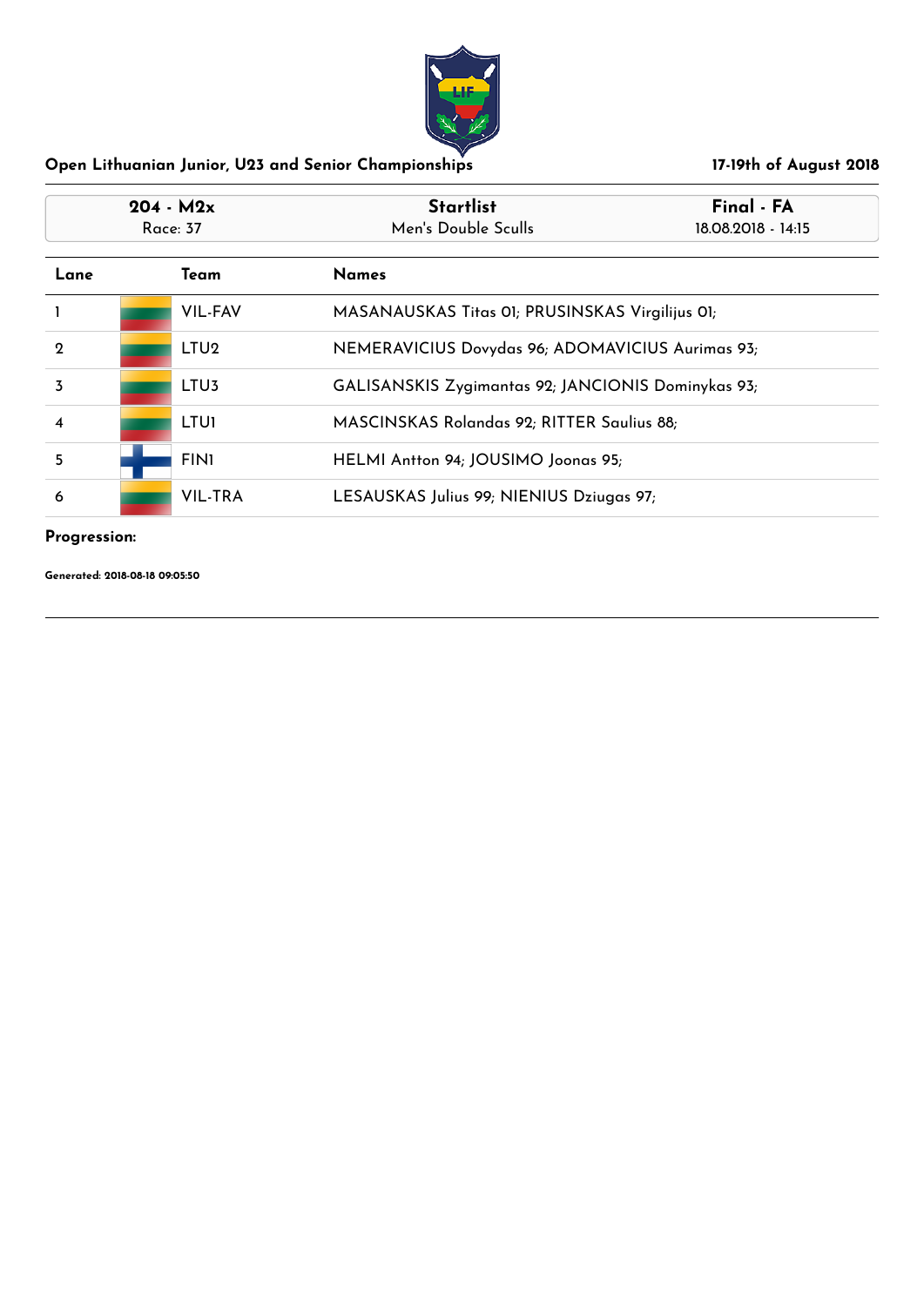## Open Lithuanian Junior, U23 and Senior Championships

**17-19th of August 2018**

| 204 - M2x | Startlist | Final - FA |
|---|---|---|
| Race: 37 | Men's Double Sculls | 18.08.2018 - 14:15 |

| Lane | Team | Names |
|---|---|---|
| 1 | VIL-FAV | MASANAUSKAS Titas 01; PRUSINSKAS Virgilijus 01; |
| 2 | LTU2 | NEMERAVICIUS Dovydas 96; ADOMAVICIUS Aurimas 93; |
| 3 | LTU3 | GALISANSKIS Zygimantas 92; JANCIONIS Dominykas 93; |
| 4 | LTU1 | MASCINSKAS Rolandas 92; RITTER Saulius 88; |
| 5 | FIN1 | HELMI Antton 94; JOUSIMO Joonas 95; |
| 6 | VIL-TRA | LESAUSKAS Julius 99; NIENIUS Dziugas 97; |

**Progression:**

**Generated: 2018-08-18 09:05:50**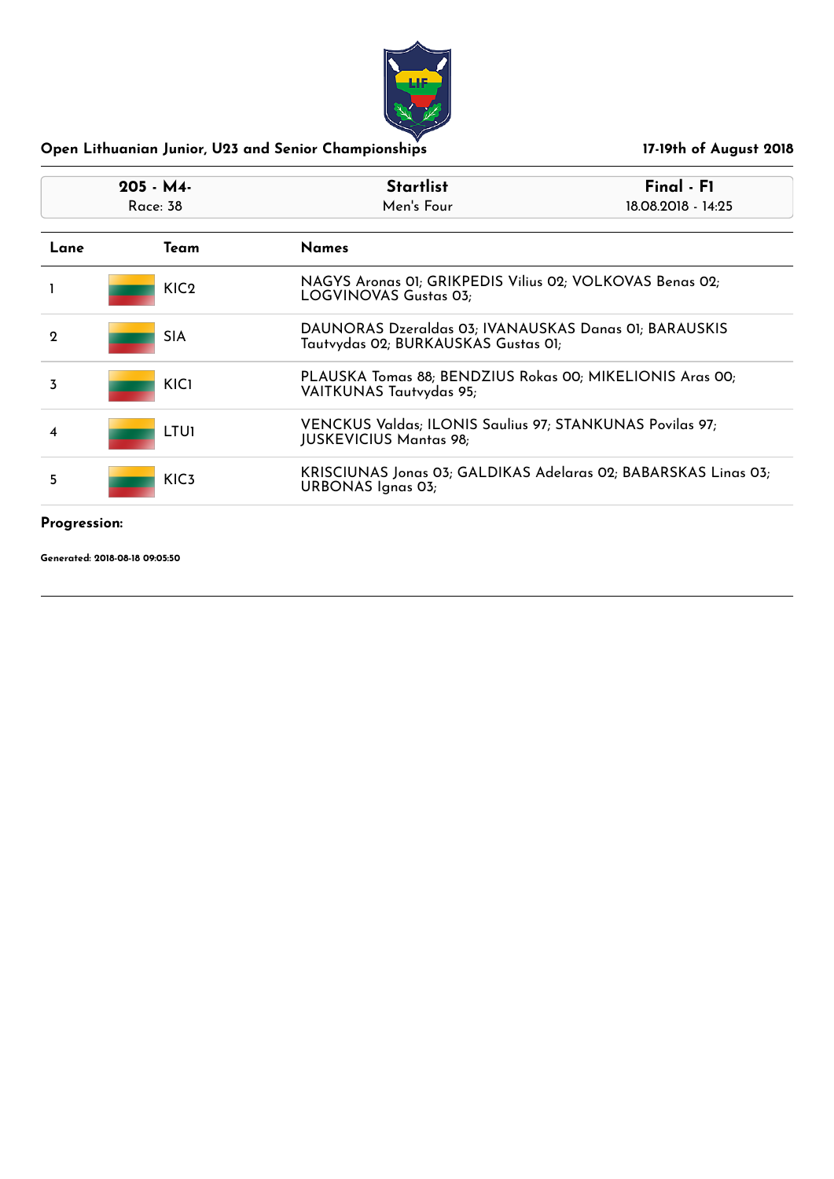## Open Lithuanian Junior, U23 and Senior Championships

**17-19th of August 2018**

| 205 - M4- | Startlist | Final - F1 |
| --- | --- | --- |
| Race: 38 | Men's Four | 18.08.2018 - 14:25 |

| Lane | Team | Names |
| --- | --- | --- |
| 1 | KIC2 | NAGYS Aronas 01; GRIKPEDIS Vilius 02; VOLKOVAS Benas 02; LOGVINOVAS Gustas 03; |
| 2 | SIA | DAUNORAS Dzeraldas 03; IVANAUSKAS Danas 01; BARAUSKIS Tautvydas 02; BURKAUSKAS Gustas 01; |
| 3 | KIC1 | PLAUSKA Tomas 88; BENDZIUS Rokas 00; MIKELIONIS Aras 00; VAITKUNAS Tautvydas 95; |
| 4 | LTU1 | VENCKUS Valdas; ILONIS Saulius 97; STANKUNAS Povilas 97; JUSKEVICIUS Mantas 98; |
| 5 | KIC3 | KRISCIUNAS Jonas 03; GALDIKAS Adelaras 02; BABARSKAS Linas 03; URBONAS Ignas 03; |

**Progression:**

**Generated: 2018-08-18 09:05:50**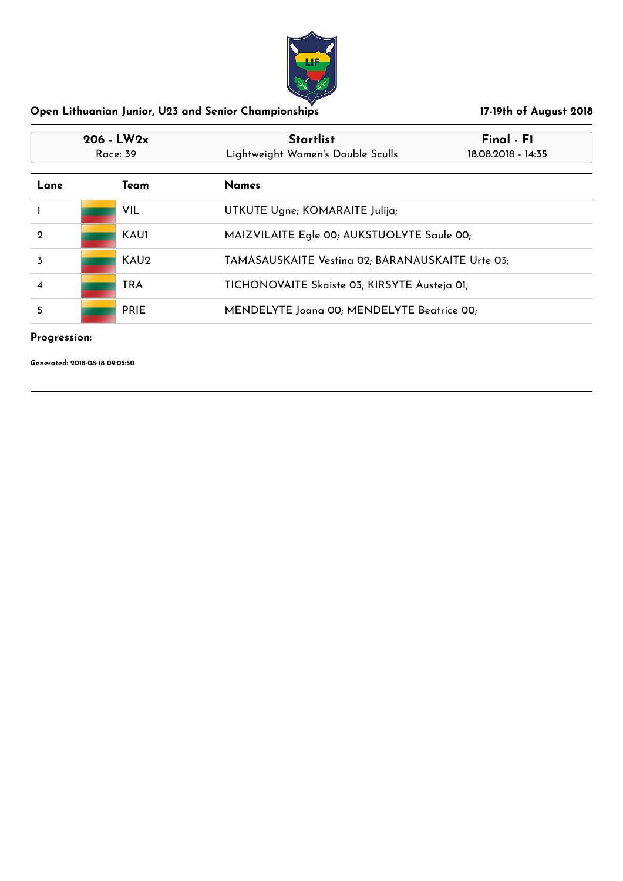Open Lithuanian Junior, U23 and Senior Championships

17-19th of August 2018

| 206 - LW2x | Startlist | Final - F1 |
| --- | --- | --- |
| Race: 39 | Lightweight Women's Double Sculls | 18.08.2018 - 14:35 |

| Lane | Team | Names |
| --- | --- | --- |
| 1 | VIL | UTKUTE Ugne; KOMARAITE Julija; |
| 2 | KAU1 | MAIZVILAITE Egle 00; AUKSTUOLYTE Saule 00; |
| 3 | KAU2 | TAMASAUSKAITE Vestina 02; BARANAUSKAITE Urte 03; |
| 4 | TRA | TICHONOVAITE Skaiste 03; KIRSYTE Austeja 01; |
| 5 | PRIE | MENDELYTE Joana 00; MENDELYTE Beatrice 00; |

**Progression:**

**Generated: 2018-08-18 09:05:50**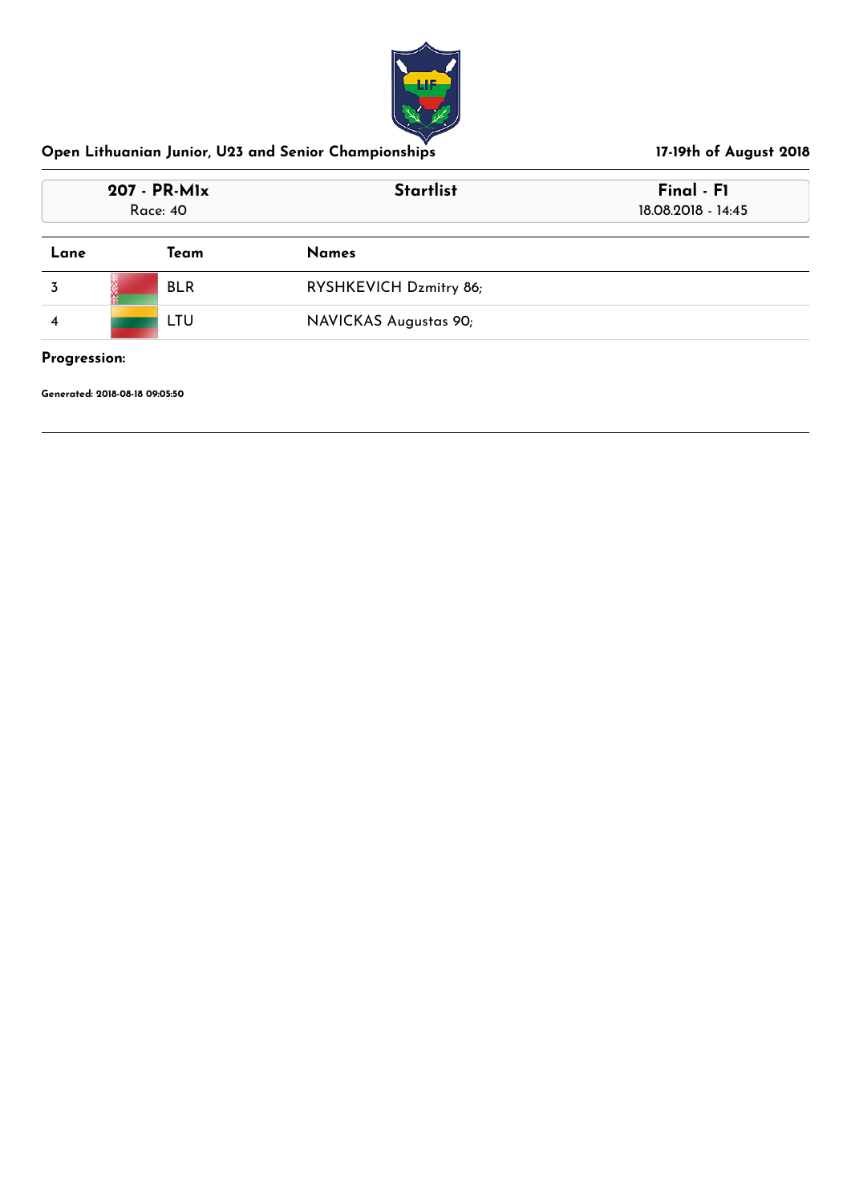## Open Lithuanian Junior, U23 and Senior Championships

**17-19th of August 2018**

| **207 - PR-M1x** Race: 40 | **Startlist** | **Final - F1** 18.08.2018 - 14:45 |
|---|---|---|

| Lane | Team | Names |
|---|---|---|
| 3 | BLR | RYSHKEVICH Dzmitry 86; |
| 4 | LTU | NAVICKAS Augustas 90; |

**Progression:**

**Generated: 2018-08-18 09:05:50**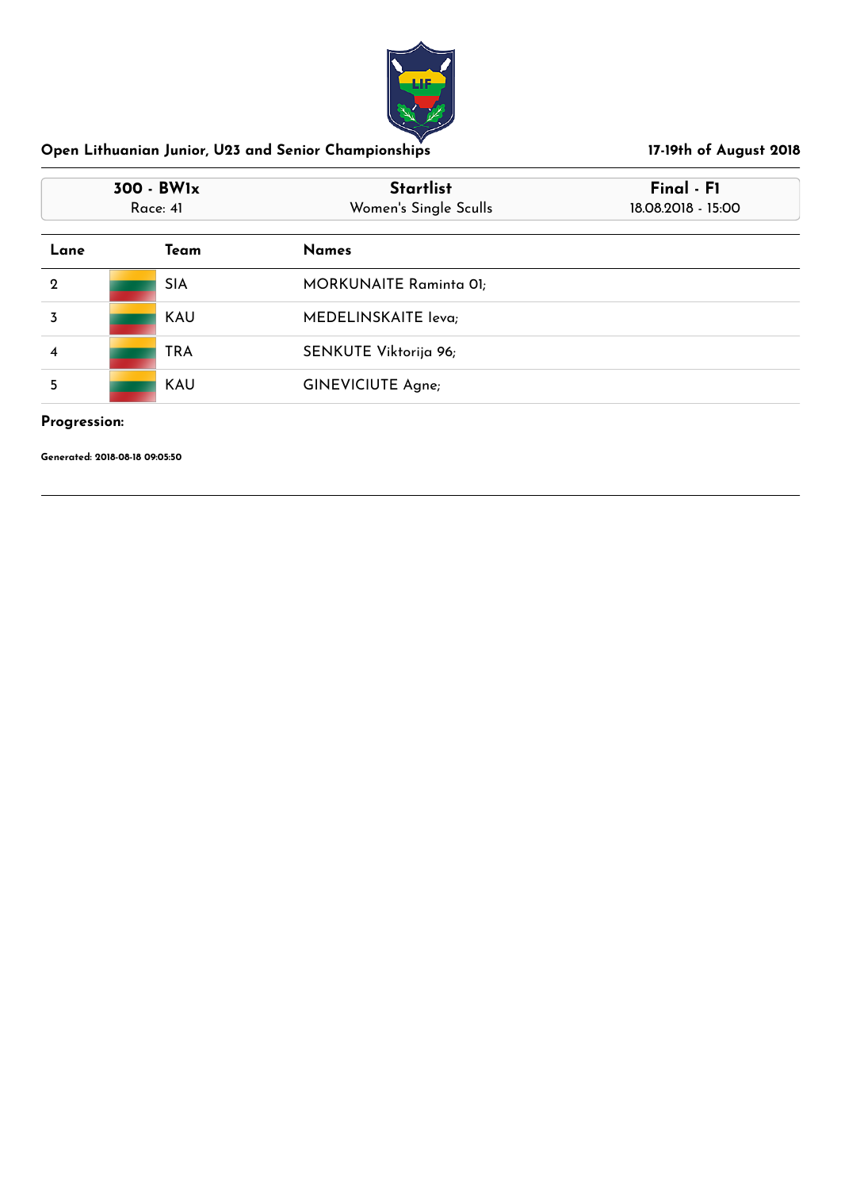## Open Lithuanian Junior, U23 and Senior Championships

**17-19th of August 2018**

| **300 - BW1x** | **Startlist** | **Final - F1** |
|---|---|---|
| Race: 41 | Women's Single Sculls | 18.08.2018 - 15:00 |

| Lane | Team | Names |
|---|---|---|
| 2 | SIA | MORKUNAITE Raminta 01; |
| 3 | KAU | MEDELINSKAITE Ieva; |
| 4 | TRA | SENKUTE Viktorija 96; |
| 5 | KAU | GINEVICIUTE Agne; |

**Progression:**

**Generated: 2018-08-18 09:05:50**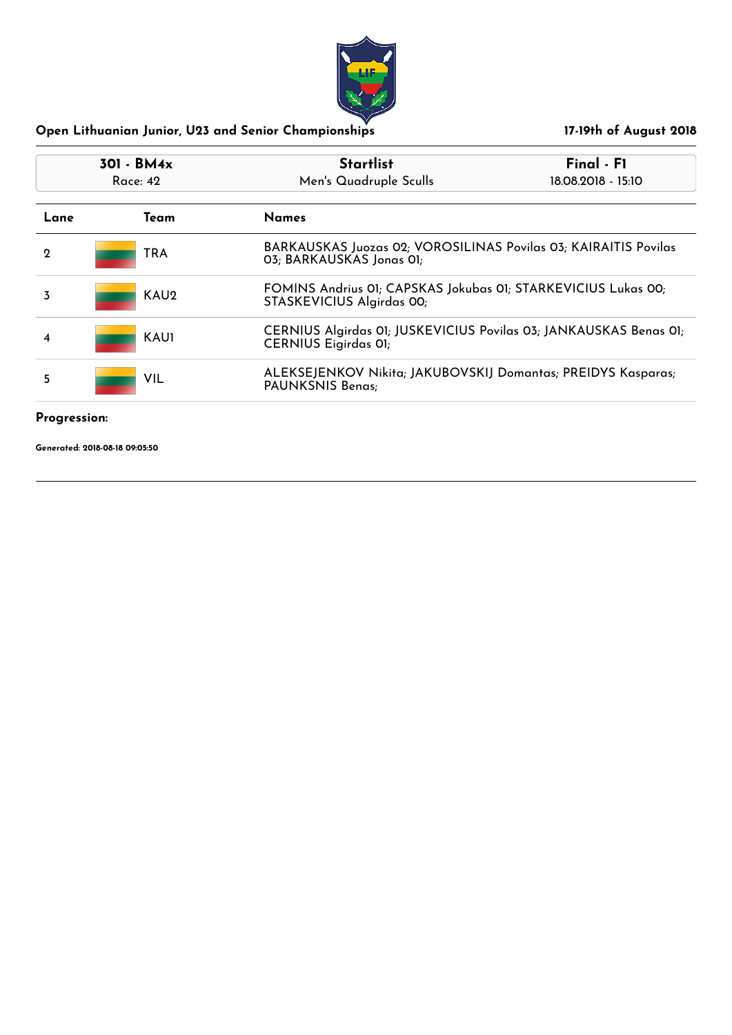## Open Lithuanian Junior, U23 and Senior Championships

**17-19th of August 2018**

| 301 - BM4x<br>Race: 42 | Startlist<br>Men's Quadruple Sculls | Final - F1<br>18.08.2018 - 15:10 |
|---|---|---|

| Lane | Team | Names |
|---|---|---|
| 2 | TRA | BARKAUSKAS Juozas 02; VOROSILINAS Povilas 03; KAIRAITIS Povilas 03; BARKAUSKAS Jonas 01; |
| 3 | KAU2 | FOMINS Andrius 01; CAPSKAS Jokubas 01; STARKEVICIUS Lukas 00; STASKEVICIUS Algirdas 00; |
| 4 | KAU1 | CERNIUS Algirdas 01; JUSKEVICIUS Povilas 03; JANKAUSKAS Benas 01; CERNIUS Eigirdas 01; |
| 5 | VIL | ALEKSEJENKOV Nikita; JAKUBOVSKIJ Domantas; PREIDYS Kasparas; PAUNKSNIS Benas; |

**Progression:**

**Generated: 2018-08-18 09:05:50**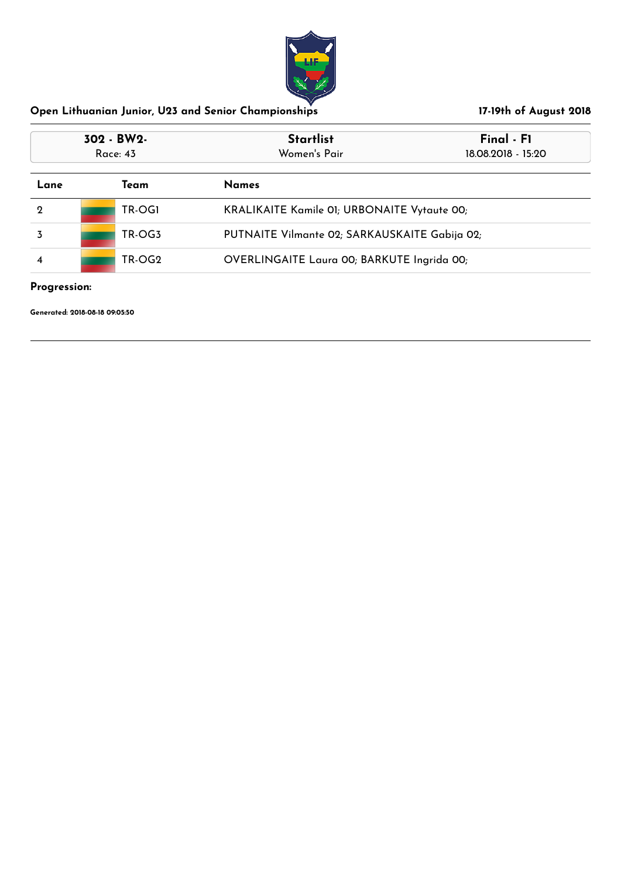## Open Lithuanian Junior, U23 and Senior Championships

**17-19th of August 2018**

| **302 - BW2-** | **Startlist** | **Final - F1** |
|---|---|---|
| Race: 43 | Women's Pair | 18.08.2018 - 15:20 |

| Lane | Team | Names |
|---|---|---|
| 2 | TR-OG1 | KRALIKAITE Kamile 01; URBONAITE Vytaute 00; |
| 3 | TR-OG3 | PUTNAITE Vilmante 02; SARKAUSKAITE Gabija 02; |
| 4 | TR-OG2 | OVERLINGAITE Laura 00; BARKUTE Ingrida 00; |

**Progression:**

**Generated: 2018-08-18 09:05:50**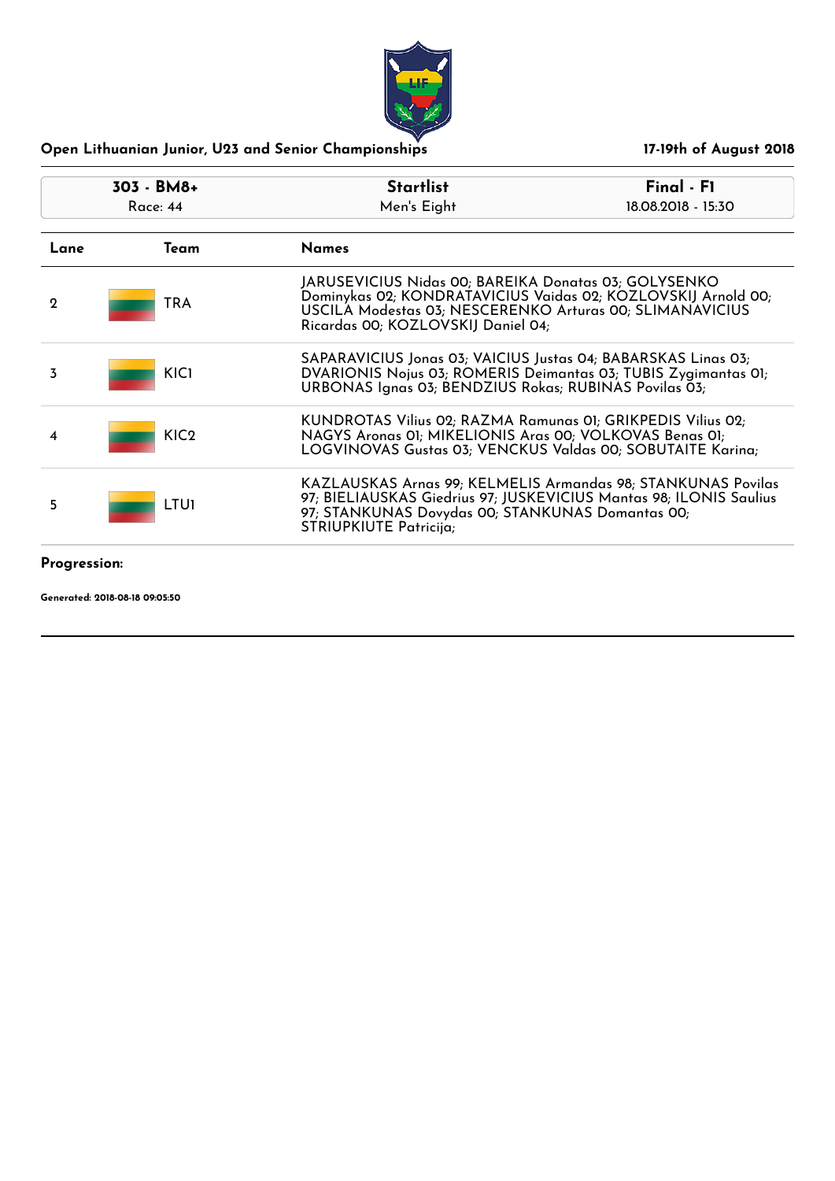## Open Lithuanian Junior, U23 and Senior Championships

17-19th of August 2018

| 303 - BM8+ | Startlist | Final - F1 |
|---|---|---|
| Race: 44 | Men's Eight | 18.08.2018 - 15:30 |

| Lane | Team | Names |
|---|---|---|
| 2 | TRA | JARUSEVICIUS Nidas 00; BAREIKA Donatas 03; GOLYSENKO Dominykas 02; KONDRATAVICIUS Vaidas 02; KOZLOVSKIJ Arnold 00; USCILA Modestas 03; NESCERENKO Arturas 00; SLIMANAVICIUS Ricardas 00; KOZLOVSKIJ Daniel 04; |
| 3 | KIC1 | SAPARAVICIUS Jonas 03; VAICIUS Justas 04; BABARSKAS Linas 03; DVARIONIS Nojus 03; ROMERIS Deimantas 03; TUBIS Zygimantas 01; URBONAS Ignas 03; BENDZIUS Rokas; RUBINAS Povilas 03; |
| 4 | KIC2 | KUNDROTAS Vilius 02; RAZMA Ramunas 01; GRIKPEDIS Vilius 02; NAGYS Aronas 01; MIKELIONIS Aras 00; VOLKOVAS Benas 01; LOGVINOVAS Gustas 03; VENCKUS Valdas 00; SOBUTAITE Karina; |
| 5 | LTU1 | KAZLAUSKAS Arnas 99; KELMELIS Armandas 98; STANKUNAS Povilas 97; BIELIAUSKAS Giedrius 97; JUSKEVICIUS Mantas 98; ILONIS Saulius 97; STANKUNAS Dovydas 00; STANKUNAS Domantas 00; STRIUPKIUTE Patricija; |

**Progression:**

**Generated: 2018-08-18 09:05:50**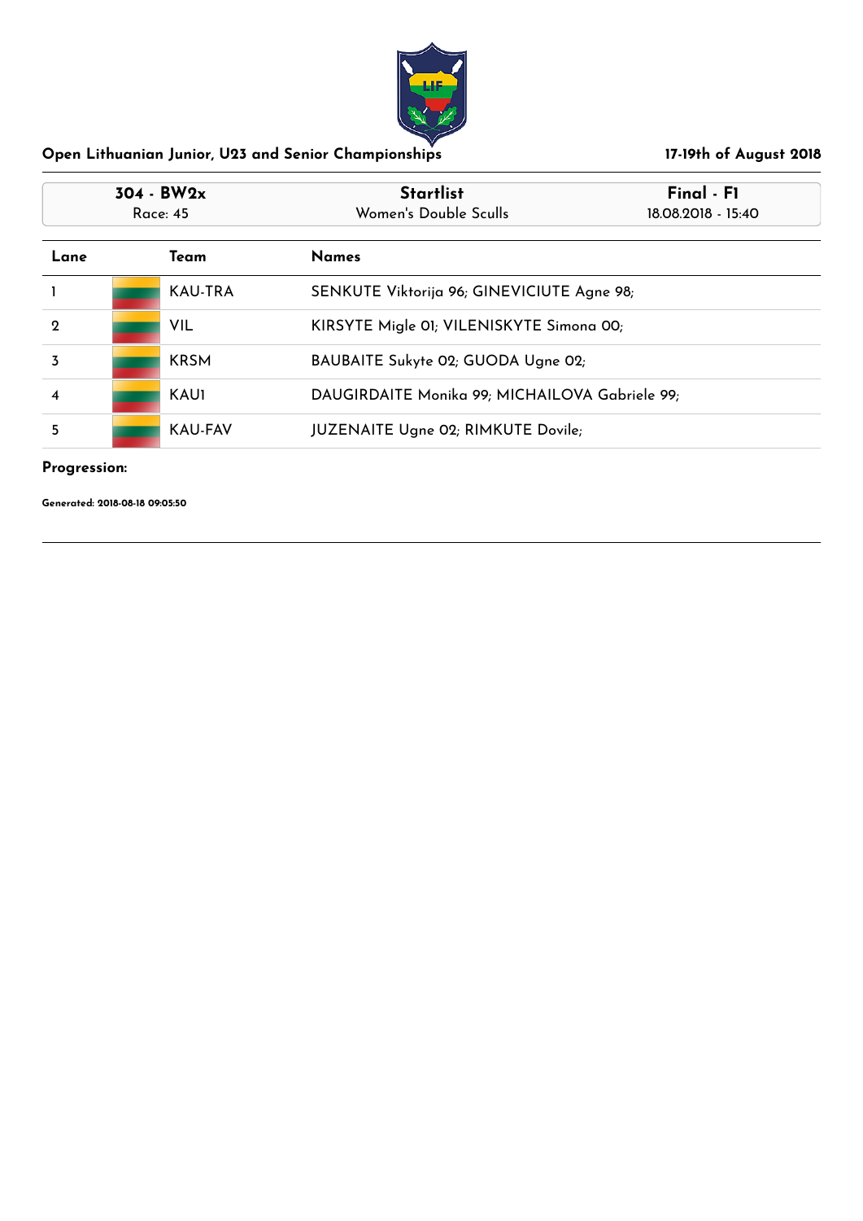## Open Lithuanian Junior, U23 and Senior Championships

**17-19th of August 2018**

| 304 - BW2x | Startlist | Final - F1 |
|---|---|---|
| Race: 45 | Women's Double Sculls | 18.08.2018 - 15:40 |

| Lane | Team | Names |
|---|---|---|
| 1 | KAU-TRA | SENKUTE Viktorija 96; GINEVICIUTE Agne 98; |
| 2 | VIL | KIRSYTE Migle 01; VILENISKYTE Simona 00; |
| 3 | KRSM | BAUBAITE Sukyte 02; GUODA Ugne 02; |
| 4 | KAU1 | DAUGIRDAITE Monika 99; MICHAILOVA Gabriele 99; |
| 5 | KAU-FAV | JUZENAITE Ugne 02; RIMKUTE Dovile; |

**Progression:**

**Generated: 2018-08-18 09:05:50**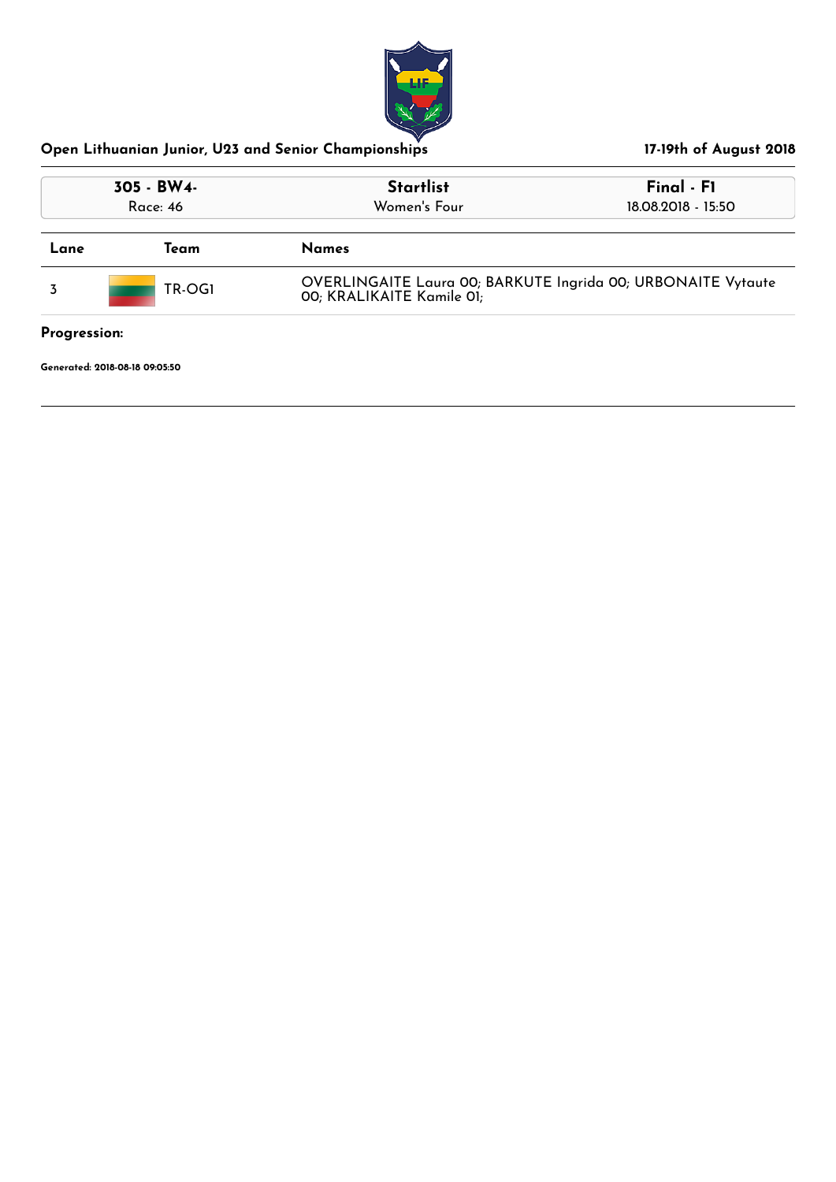## Open Lithuanian Junior, U23 and Senior Championships

**17-19th of August 2018**

| 305 - BW4- | Startlist | Final - F1 |
|---|---|---|
| Race: 46 | Women's Four | 18.08.2018 - 15:50 |

| Lane | Team | Names |
|---|---|---|
| 3 | TR-OG1 | OVERLINGAITE Laura 00; BARKUTE Ingrida 00; URBONAITE Vytaute 00; KRALIKAITE Kamile 01; |

**Progression:**

**Generated: 2018-08-18 09:05:50**